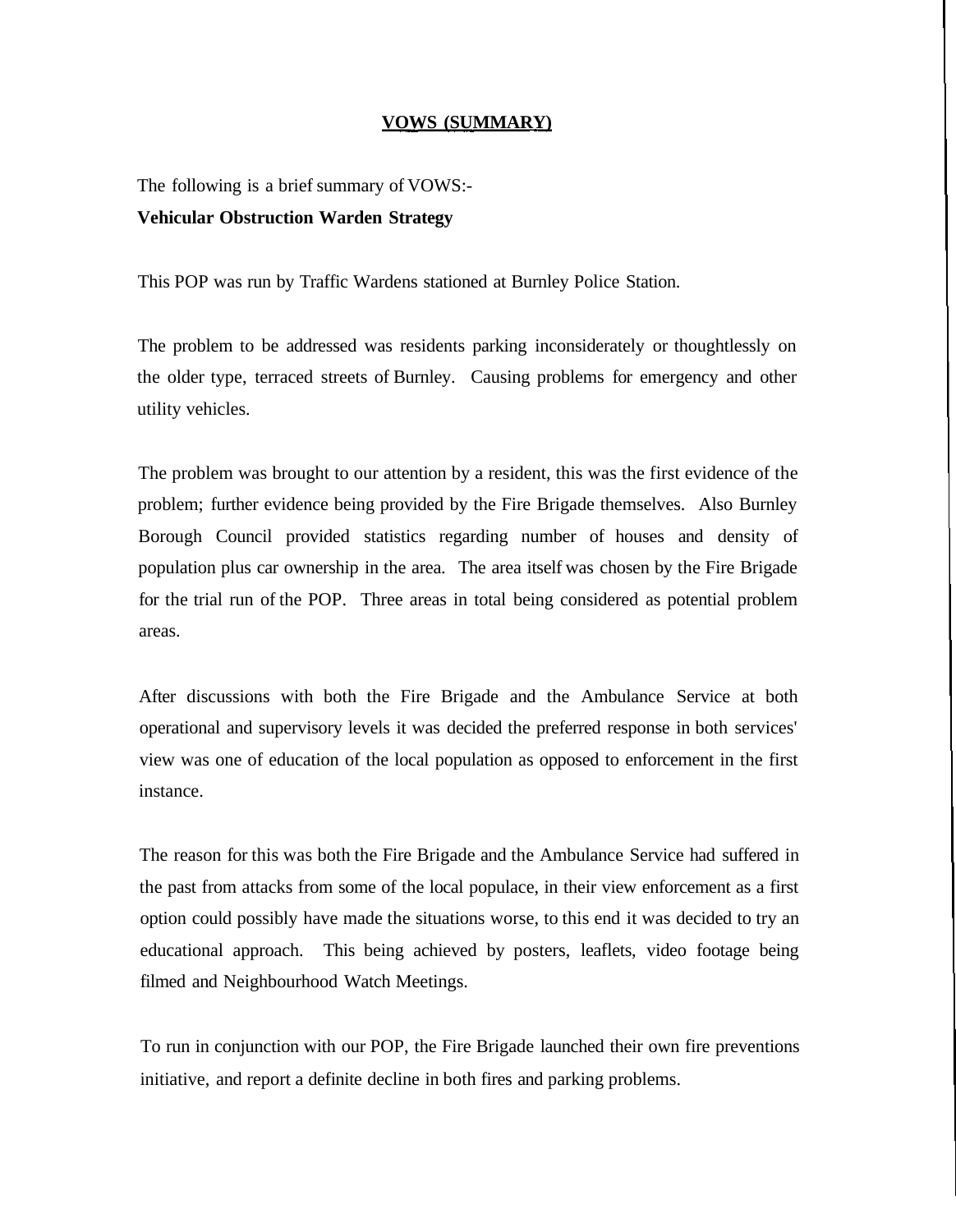# VOWS (SUMMARY)

The following is a brief summary of VOWS:-
**Vehicular Obstruction Warden Strategy**

This POP was run by Traffic Wardens stationed at Burnley Police Station.

The problem to be addressed was residents parking inconsiderately or thoughtlessly on the older type, terraced streets of Burnley. Causing problems for emergency and other utility vehicles.

The problem was brought to our attention by a resident, this was the first evidence of the problem; further evidence being provided by the Fire Brigade themselves. Also Burnley Borough Council provided statistics regarding number of houses and density of population plus car ownership in the area. The area itself was chosen by the Fire Brigade for the trial run of the POP. Three areas in total being considered as potential problem areas.

After discussions with both the Fire Brigade and the Ambulance Service at both operational and supervisory levels it was decided the preferred response in both services' view was one of education of the local population as opposed to enforcement in the first instance.

The reason for this was both the Fire Brigade and the Ambulance Service had suffered in the past from attacks from some of the local populace, in their view enforcement as a first option could possibly have made the situations worse, to this end it was decided to try an educational approach. This being achieved by posters, leaflets, video footage being filmed and Neighbourhood Watch Meetings.

To run in conjunction with our POP, the Fire Brigade launched their own fire preventions initiative, and report a definite decline in both fires and parking problems.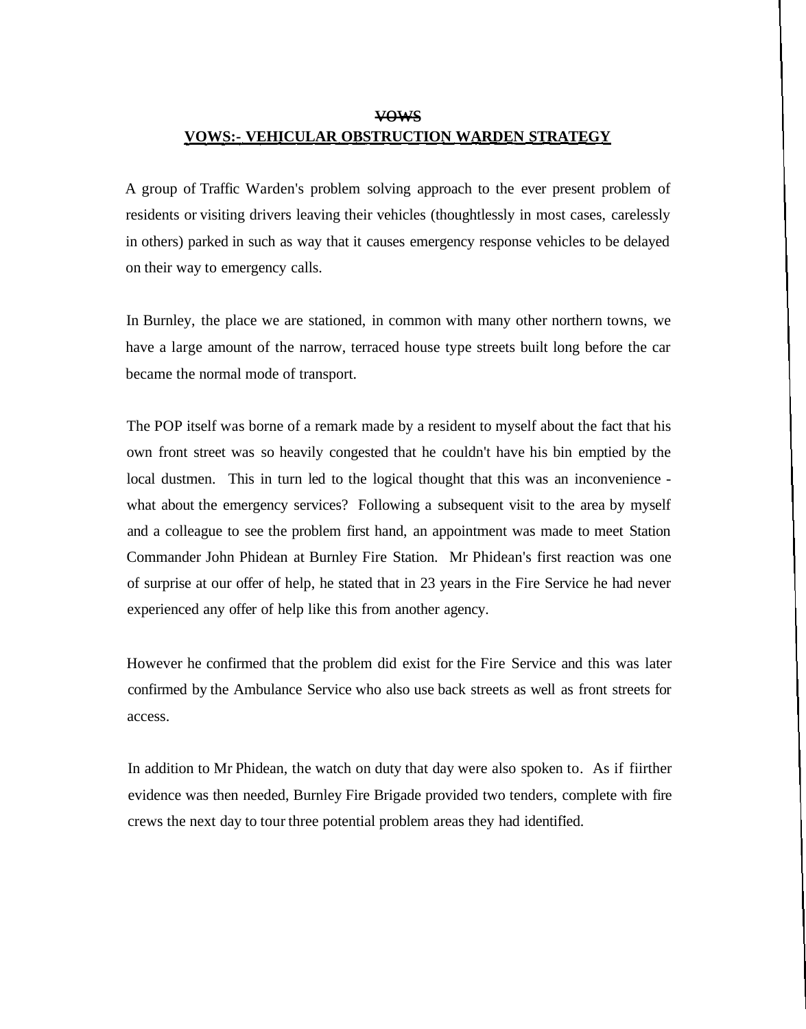~~VOWS~~

## VOWS:- VEHICULAR OBSTRUCTION WARDEN STRATEGY

A group of Traffic Warden's problem solving approach to the ever present problem of residents or visiting drivers leaving their vehicles (thoughtlessly in most cases, carelessly in others) parked in such as way that it causes emergency response vehicles to be delayed on their way to emergency calls.

In Burnley, the place we are stationed, in common with many other northern towns, we have a large amount of the narrow, terraced house type streets built long before the car became the normal mode of transport.

The POP itself was borne of a remark made by a resident to myself about the fact that his own front street was so heavily congested that he couldn't have his bin emptied by the local dustmen. This in turn led to the logical thought that this was an inconvenience - what about the emergency services? Following a subsequent visit to the area by myself and a colleague to see the problem first hand, an appointment was made to meet Station Commander John Phidean at Burnley Fire Station. Mr Phidean's first reaction was one of surprise at our offer of help, he stated that in 23 years in the Fire Service he had never experienced any offer of help like this from another agency.

However he confirmed that the problem did exist for the Fire Service and this was later confirmed by the Ambulance Service who also use back streets as well as front streets for access.

In addition to Mr Phidean, the watch on duty that day were also spoken to. As if fiirther evidence was then needed, Burnley Fire Brigade provided two tenders, complete with fire crews the next day to tour three potential problem areas they had identified.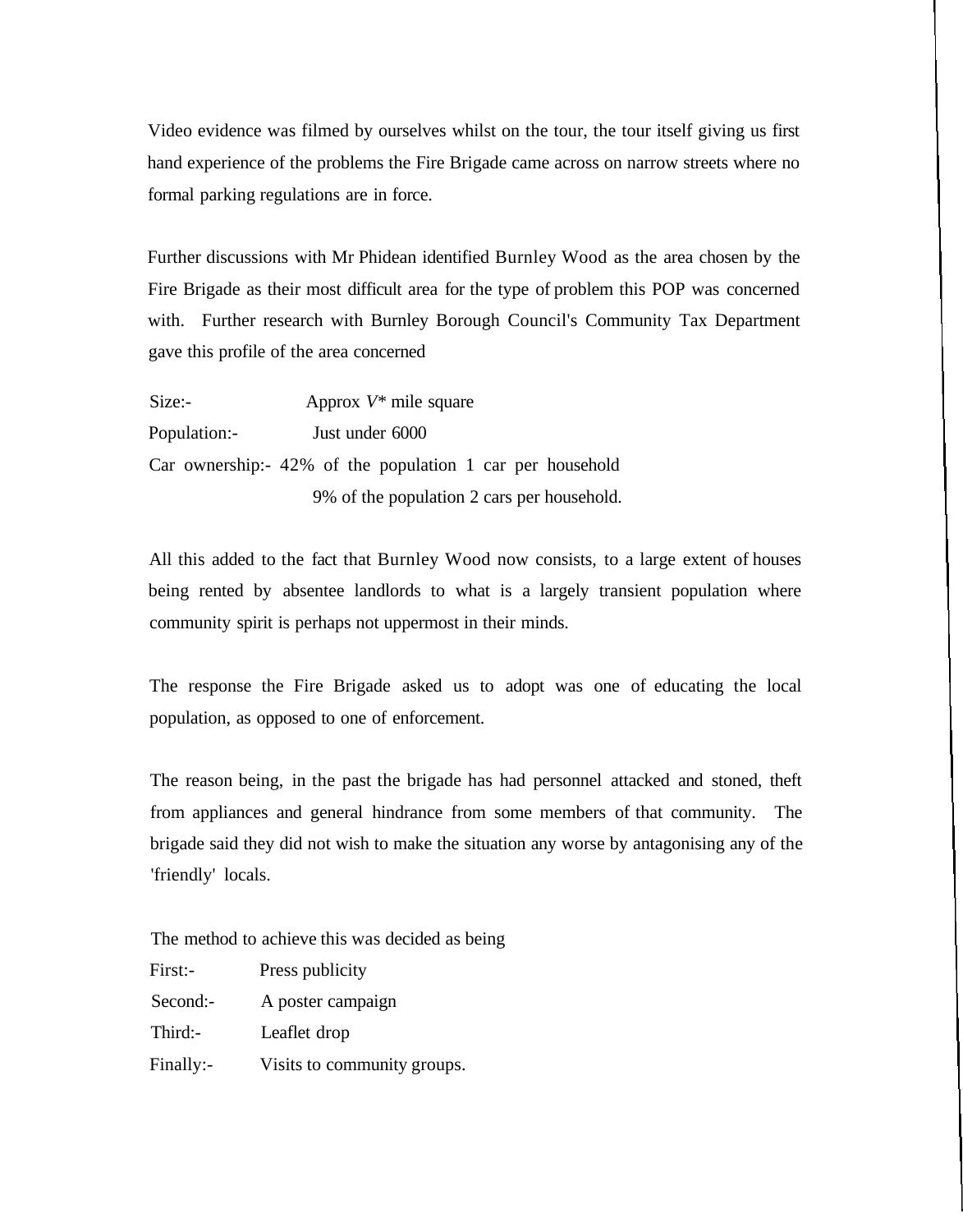Video evidence was filmed by ourselves whilst on the tour, the tour itself giving us first hand experience of the problems the Fire Brigade came across on narrow streets where no formal parking regulations are in force.

Further discussions with Mr Phidean identified Burnley Wood as the area chosen by the Fire Brigade as their most difficult area for the type of problem this POP was concerned with. Further research with Burnley Borough Council's Community Tax Department gave this profile of the area concerned

Size:- Approx *V** mile square
Population:- Just under 6000
Car ownership:- 42% of the population 1 car per household
9% of the population 2 cars per household.

All this added to the fact that Burnley Wood now consists, to a large extent of houses being rented by absentee landlords to what is a largely transient population where community spirit is perhaps not uppermost in their minds.

The response the Fire Brigade asked us to adopt was one of educating the local population, as opposed to one of enforcement.

The reason being, in the past the brigade has had personnel attacked and stoned, theft from appliances and general hindrance from some members of that community. The brigade said they did not wish to make the situation any worse by antagonising any of the 'friendly' locals.

The method to achieve this was decided as being

First:- Press publicity
Second:- A poster campaign
Third:- Leaflet drop
Finally:- Visits to community groups.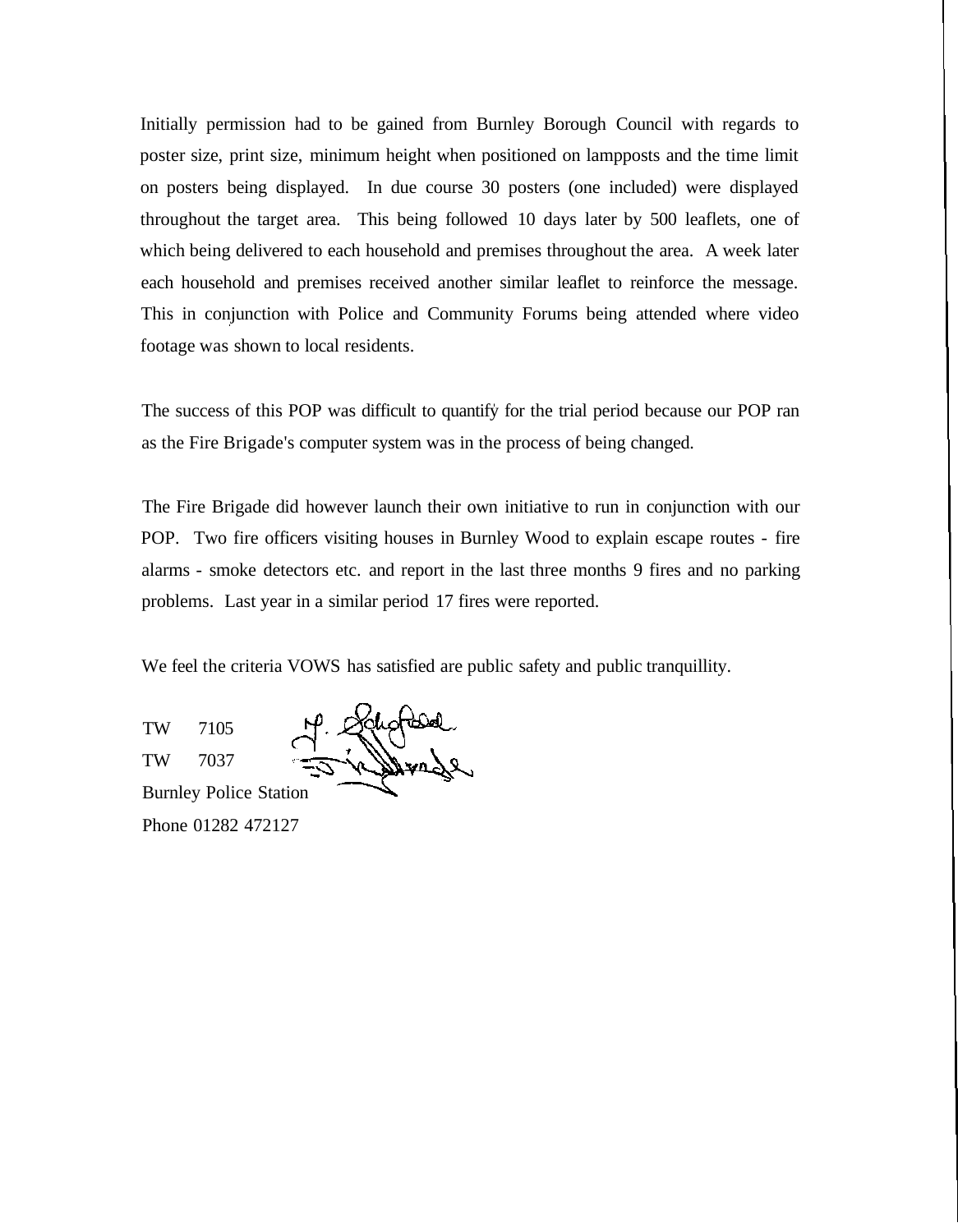Initially permission had to be gained from Burnley Borough Council with regards to poster size, print size, minimum height when positioned on lampposts and the time limit on posters being displayed. In due course 30 posters (one included) were displayed throughout the target area. This being followed 10 days later by 500 leaflets, one of which being delivered to each household and premises throughout the area. A week later each household and premises received another similar leaflet to reinforce the message. This in conjunction with Police and Community Forums being attended where video footage was shown to local residents.

The success of this POP was difficult to quantify for the trial period because our POP ran as the Fire Brigade's computer system was in the process of being changed.

The Fire Brigade did however launch their own initiative to run in conjunction with our POP. Two fire officers visiting houses in Burnley Wood to explain escape routes - fire alarms - smoke detectors etc. and report in the last three months 9 fires and no parking problems. Last year in a similar period 17 fires were reported.

We feel the criteria VOWS has satisfied are public safety and public tranquillity.

TW 7105
TW 7037
Burnley Police Station
Phone 01282 472127